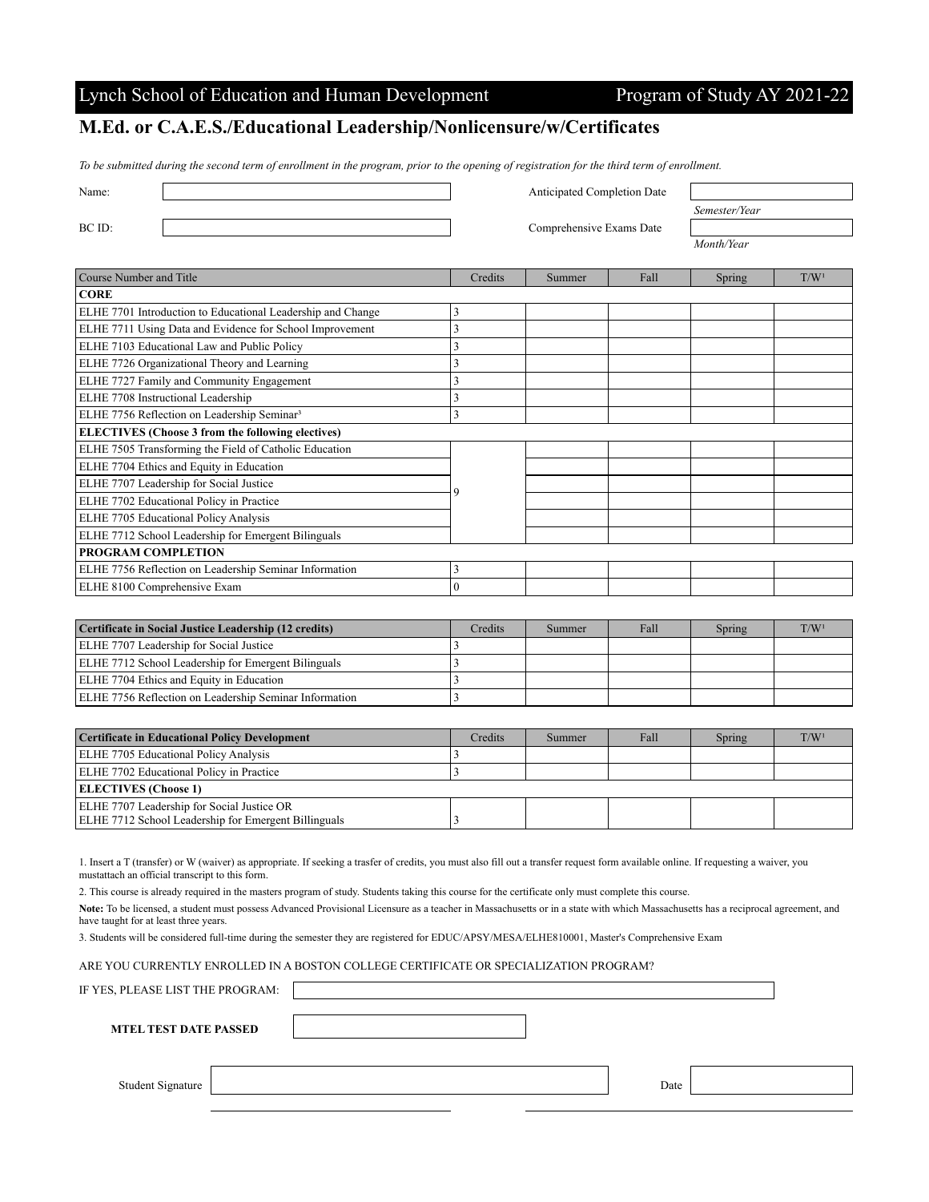Lynch School of Education and Human Development — Program of Study AY 2021-22

## M.Ed. or C.A.E.S./Educational Leadership/Nonlicensure/w/Certificates

*To be submitted during the second term of enrollment in the program, prior to the opening of registration for the third term of enrollment.*

Name: 

BC ID: 

Anticipated Completion Date: *Semester/Year*

Comprehensive Exams Date: *Month/Year*

| Course Number and Title | Credits | Summer | Fall | Spring | T/W[1] |
|---|---|---|---|---|---|
| **CORE** | | | | | |
| ELHE 7701 Introduction to Educational Leadership and Change | 3 | | | | |
| ELHE 7711 Using Data and Evidence for School Improvement | 3 | | | | |
| ELHE 7103 Educational Law and Public Policy | 3 | | | | |
| ELHE 7726 Organizational Theory and Learning | 3 | | | | |
| ELHE 7727 Family and Community Engagement | 3 | | | | |
| ELHE 7708 Instructional Leadership | 3 | | | | |
| ELHE 7756 Reflection on Leadership Seminar[3] | 3 | | | | |
| **ELECTIVES (Choose 3 from the following electives)** | | | | | |
| ELHE 7505 Transforming the Field of Catholic Education | 9 | | | | |
| ELHE 7704 Ethics and Equity in Education | | | | | |
| ELHE 7707 Leadership for Social Justice | | | | | |
| ELHE 7702 Educational Policy in Practice | | | | | |
| ELHE 7705 Educational Policy Analysis | | | | | |
| ELHE 7712 School Leadership for Emergent Bilinguals | | | | | |
| **PROGRAM COMPLETION** | | | | | |
| ELHE 7756 Reflection on Leadership Seminar Information | 3 | | | | |
| ELHE 8100 Comprehensive Exam | 0 | | | | |

| **Certificate in Social Justice Leadership (12 credits)** | Credits | Summer | Fall | Spring | T/W[1] |
|---|---|---|---|---|---|
| ELHE 7707 Leadership for Social Justice | 3 | | | | |
| ELHE 7712 School Leadership for Emergent Bilinguals | 3 | | | | |
| ELHE 7704 Ethics and Equity in Education | 3 | | | | |
| ELHE 7756 Reflection on Leadership Seminar Information | 3 | | | | |

| **Certificate in Educational Policy Development** | Credits | Summer | Fall | Spring | T/W[1] |
|---|---|---|---|---|---|
| ELHE 7705 Educational Policy Analysis | 3 | | | | |
| ELHE 7702 Educational Policy in Practice | 3 | | | | |
| **ELECTIVES (Choose 1)** | | | | | |
| ELHE 7707 Leadership for Social Justice OR ELHE 7712 School Leadership for Emergent Billinguals | 3 | | | | |

1. Insert a T (transfer) or W (waiver) as appropriate. If seeking a trasfer of credits, you must also fill out a transfer request form available online. If requesting a waiver, you mustattach an official transcript to this form.

2. This course is already required in the masters program of study. Students taking this course for the certificate only must complete this course.

**Note:** To be licensed, a student must possess Advanced Provisional Licensure as a teacher in Massachusetts or in a state with which Massachusetts has a reciprocal agreement, and have taught for at least three years.

3. Students will be considered full-time during the semester they are registered for EDUC/APSY/MESA/ELHE810001, Master's Comprehensive Exam

ARE YOU CURRENTLY ENROLLED IN A BOSTON COLLEGE CERTIFICATE OR SPECIALIZATION PROGRAM?

IF YES, PLEASE LIST THE PROGRAM: 

**MTEL TEST DATE PASSED** 

Student Signature: 

Date: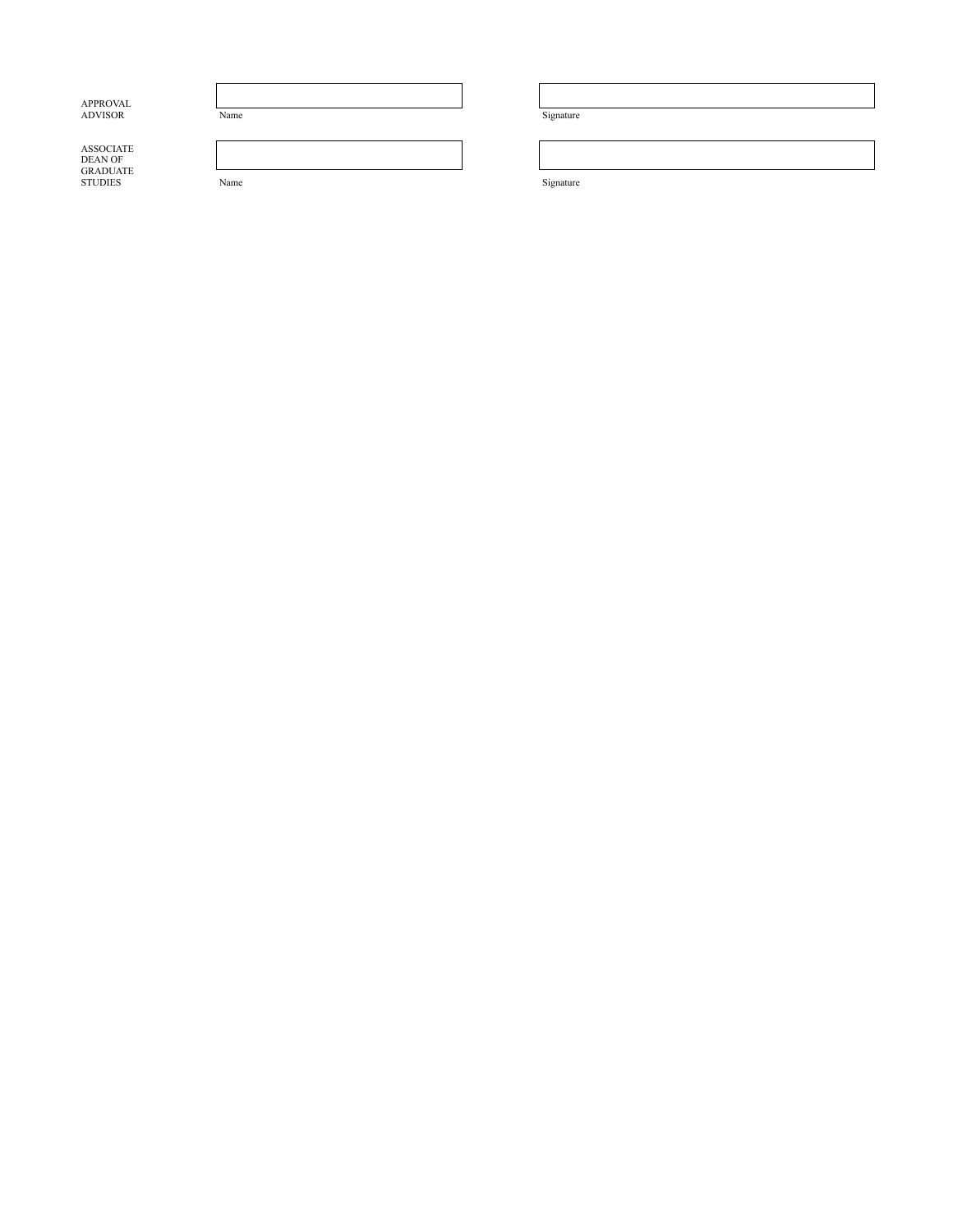| | | |
|---|---|---|
| APPROVAL ADVISOR | Name | Signature |
| ASSOCIATE DEAN OF GRADUATE STUDIES | Name | Signature |